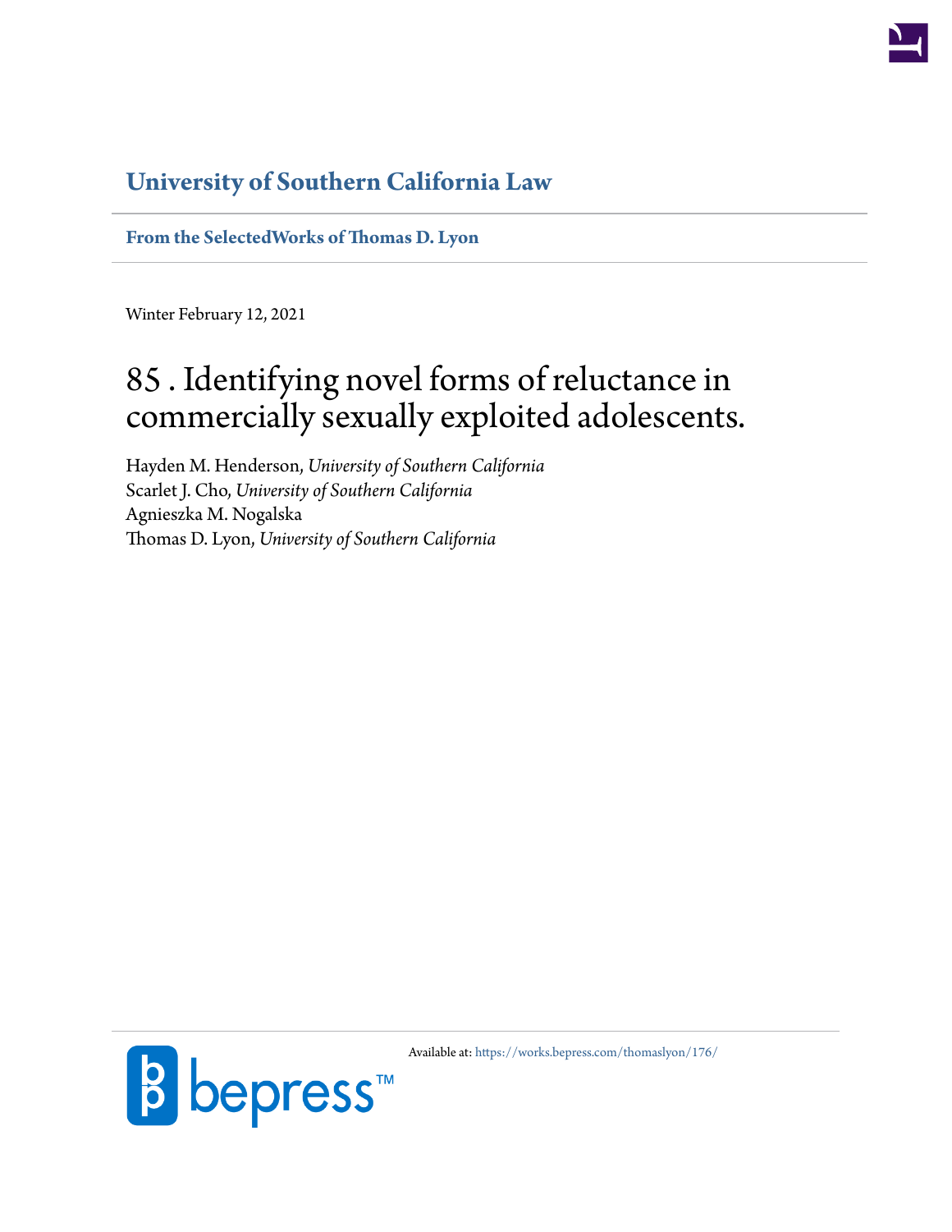**University of Southern California Law**

**From the SelectedWorks of Thomas D. Lyon**

Winter February 12, 2021

# 85 . Identifying novel forms of reluctance in commercially sexually exploited adolescents.

Hayden M. Henderson, *University of Southern California*
Scarlet J. Cho, *University of Southern California*
Agnieszka M. Nogalska
Thomas D. Lyon, *University of Southern California*

Available at: https://works.bepress.com/thomaslyon/176/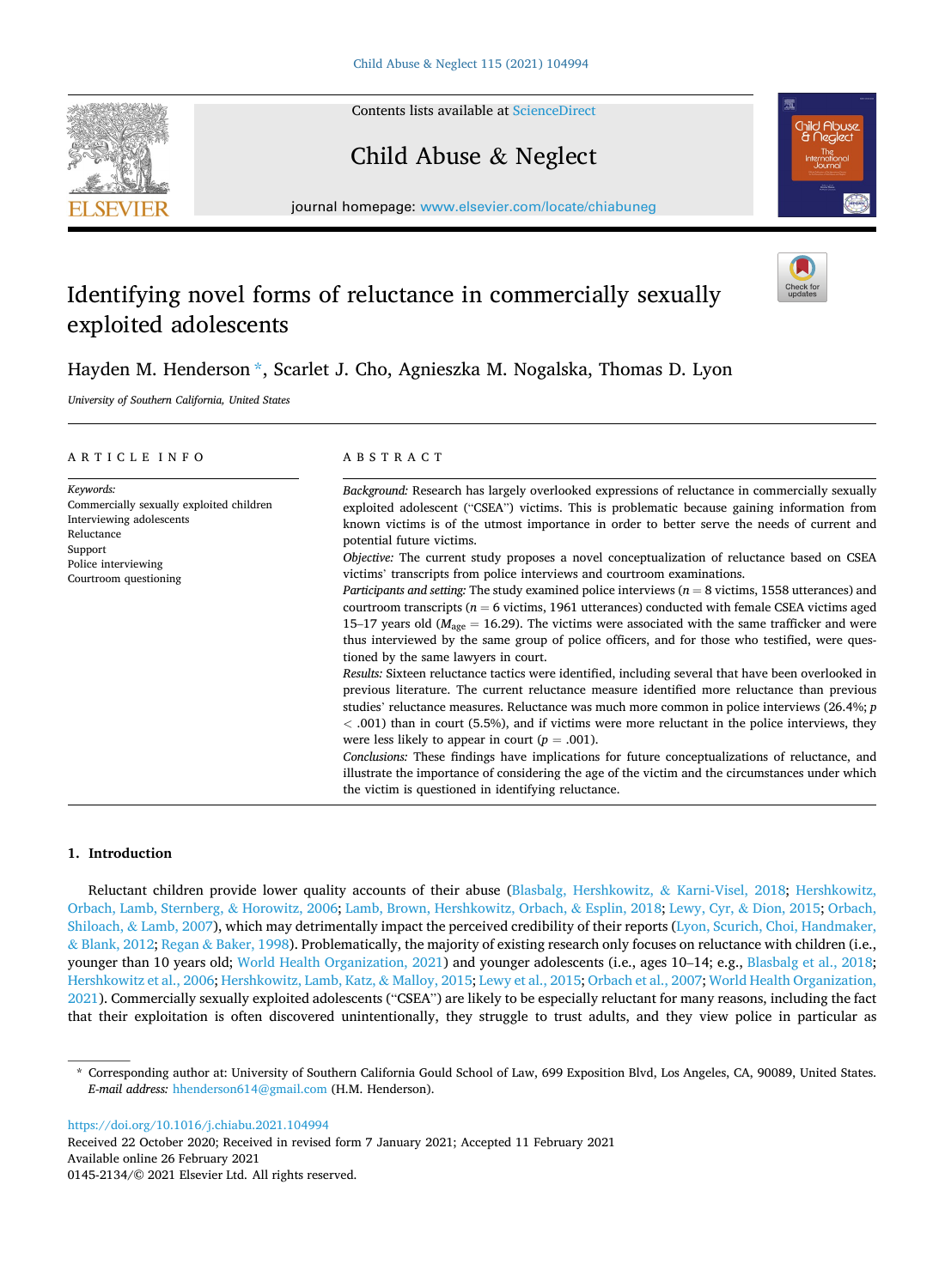# Identifying novel forms of reluctance in commercially sexually exploited adolescents

Hayden M. Henderson *, Scarlet J. Cho, Agnieszka M. Nogalska, Thomas D. Lyon

*University of Southern California, United States*

## ARTICLE INFO

*Keywords:*
Commercially sexually exploited children
Interviewing adolescents
Reluctance
Support
Police interviewing
Courtroom questioning

## ABSTRACT

*Background:* Research has largely overlooked expressions of reluctance in commercially sexually exploited adolescent ("CSEA") victims. This is problematic because gaining information from known victims is of the utmost importance in order to better serve the needs of current and potential future victims.

*Objective:* The current study proposes a novel conceptualization of reluctance based on CSEA victims' transcripts from police interviews and courtroom examinations.

*Participants and setting:* The study examined police interviews ($n = 8$ victims, 1558 utterances) and courtroom transcripts ($n = 6$ victims, 1961 utterances) conducted with female CSEA victims aged 15–17 years old ($M_{age} = 16.29$). The victims were associated with the same trafficker and were thus interviewed by the same group of police officers, and for those who testified, were questioned by the same lawyers in court.

*Results:* Sixteen reluctance tactics were identified, including several that have been overlooked in previous literature. The current reluctance measure identified more reluctance than previous studies' reluctance measures. Reluctance was much more common in police interviews (26.4%; $p < .001$) than in court (5.5%), and if victims were more reluctant in the police interviews, they were less likely to appear in court ($p = .001$).

*Conclusions:* These findings have implications for future conceptualizations of reluctance, and illustrate the importance of considering the age of the victim and the circumstances under which the victim is questioned in identifying reluctance.

## 1. Introduction

Reluctant children provide lower quality accounts of their abuse (Blasbalg, Hershkowitz, & Karni-Visel, 2018; Hershkowitz, Orbach, Lamb, Sternberg, & Horowitz, 2006; Lamb, Brown, Hershkowitz, Orbach, & Esplin, 2018; Lewy, Cyr, & Dion, 2015; Orbach, Shiloach, & Lamb, 2007), which may detrimentally impact the perceived credibility of their reports (Lyon, Scurich, Choi, Handmaker, & Blank, 2012; Regan & Baker, 1998). Problematically, the majority of existing research only focuses on reluctance with children (i.e., younger than 10 years old; World Health Organization, 2021) and younger adolescents (i.e., ages 10–14; e.g., Blasbalg et al., 2018; Hershkowitz et al., 2006; Hershkowitz, Lamb, Katz, & Malloy, 2015; Lewy et al., 2015; Orbach et al., 2007; World Health Organization, 2021). Commercially sexually exploited adolescents ("CSEA") are likely to be especially reluctant for many reasons, including the fact that their exploitation is often discovered unintentionally, they struggle to trust adults, and they view police in particular as

* Corresponding author at: University of Southern California Gould School of Law, 699 Exposition Blvd, Los Angeles, CA, 90089, United States. *E-mail address:* hhenderson614@gmail.com (H.M. Henderson).

https://doi.org/10.1016/j.chiabu.2021.104994
Received 22 October 2020; Received in revised form 7 January 2021; Accepted 11 February 2021
Available online 26 February 2021
0145-2134/© 2021 Elsevier Ltd. All rights reserved.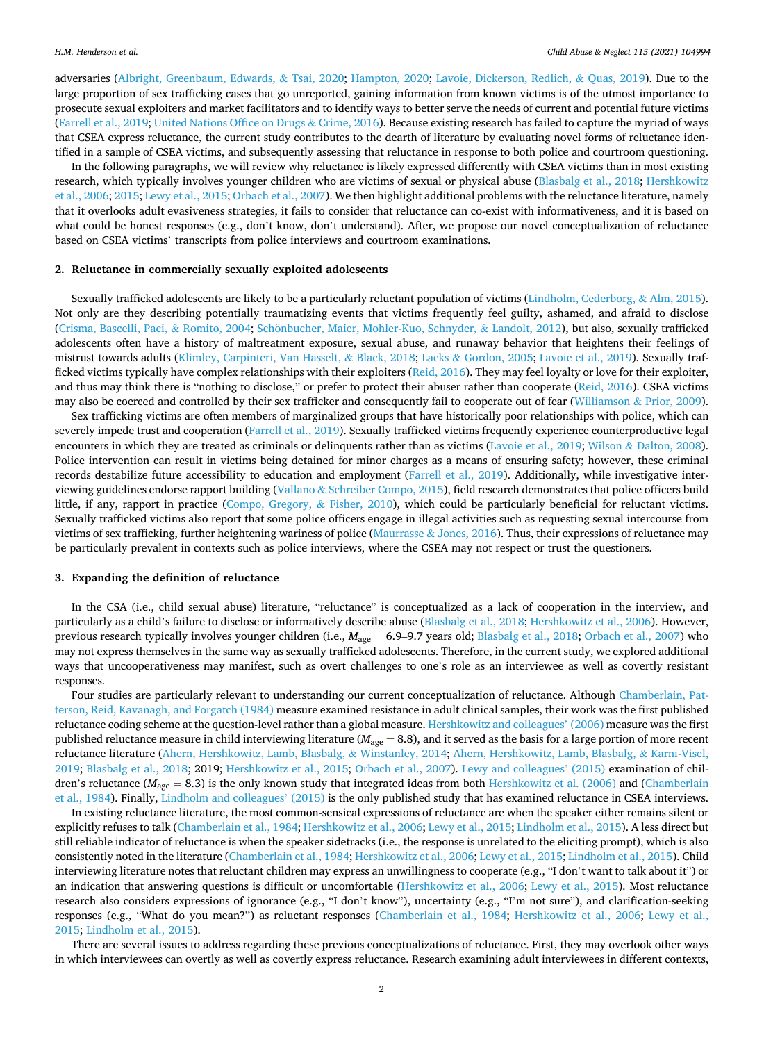adversaries (Albright, Greenbaum, Edwards, & Tsai, 2020; Hampton, 2020; Lavoie, Dickerson, Redlich, & Quas, 2019). Due to the large proportion of sex trafficking cases that go unreported, gaining information from known victims is of the utmost importance to prosecute sexual exploiters and market facilitators and to identify ways to better serve the needs of current and potential future victims (Farrell et al., 2019; United Nations Office on Drugs & Crime, 2016). Because existing research has failed to capture the myriad of ways that CSEA express reluctance, the current study contributes to the dearth of literature by evaluating novel forms of reluctance identified in a sample of CSEA victims, and subsequently assessing that reluctance in response to both police and courtroom questioning.

In the following paragraphs, we will review why reluctance is likely expressed differently with CSEA victims than in most existing research, which typically involves younger children who are victims of sexual or physical abuse (Blasbalg et al., 2018; Hershkowitz et al., 2006; 2015; Lewy et al., 2015; Orbach et al., 2007). We then highlight additional problems with the reluctance literature, namely that it overlooks adult evasiveness strategies, it fails to consider that reluctance can co-exist with informativeness, and it is based on what could be honest responses (e.g., don't know, don't understand). After, we propose our novel conceptualization of reluctance based on CSEA victims' transcripts from police interviews and courtroom examinations.

## 2. Reluctance in commercially sexually exploited adolescents

Sexually trafficked adolescents are likely to be a particularly reluctant population of victims (Lindholm, Cederborg, & Alm, 2015). Not only are they describing potentially traumatizing events that victims frequently feel guilty, ashamed, and afraid to disclose (Crisma, Bascelli, Paci, & Romito, 2004; Schönbucher, Maier, Mohler-Kuo, Schnyder, & Landolt, 2012), but also, sexually trafficked adolescents often have a history of maltreatment exposure, sexual abuse, and runaway behavior that heightens their feelings of mistrust towards adults (Klimley, Carpinteri, Van Hasselt, & Black, 2018; Lacks & Gordon, 2005; Lavoie et al., 2019). Sexually trafficked victims typically have complex relationships with their exploiters (Reid, 2016). They may feel loyalty or love for their exploiter, and thus may think there is "nothing to disclose," or prefer to protect their abuser rather than cooperate (Reid, 2016). CSEA victims may also be coerced and controlled by their sex trafficker and consequently fail to cooperate out of fear (Williamson & Prior, 2009).

Sex trafficking victims are often members of marginalized groups that have historically poor relationships with police, which can severely impede trust and cooperation (Farrell et al., 2019). Sexually trafficked victims frequently experience counterproductive legal encounters in which they are treated as criminals or delinquents rather than as victims (Lavoie et al., 2019; Wilson & Dalton, 2008). Police intervention can result in victims being detained for minor charges as a means of ensuring safety; however, these criminal records destabilize future accessibility to education and employment (Farrell et al., 2019). Additionally, while investigative interviewing guidelines endorse rapport building (Vallano & Schreiber Compo, 2015), field research demonstrates that police officers build little, if any, rapport in practice (Compo, Gregory, & Fisher, 2010), which could be particularly beneficial for reluctant victims. Sexually trafficked victims also report that some police officers engage in illegal activities such as requesting sexual intercourse from victims of sex trafficking, further heightening wariness of police (Maurrasse & Jones, 2016). Thus, their expressions of reluctance may be particularly prevalent in contexts such as police interviews, where the CSEA may not respect or trust the questioners.

## 3. Expanding the definition of reluctance

In the CSA (i.e., child sexual abuse) literature, "reluctance" is conceptualized as a lack of cooperation in the interview, and particularly as a child's failure to disclose or informatively describe abuse (Blasbalg et al., 2018; Hershkowitz et al., 2006). However, previous research typically involves younger children (i.e., $M_{\text{age}} = 6.9\text{–}9.7$ years old; Blasbalg et al., 2018; Orbach et al., 2007) who may not express themselves in the same way as sexually trafficked adolescents. Therefore, in the current study, we explored additional ways that uncooperativeness may manifest, such as overt challenges to one's role as an interviewee as well as covertly resistant responses.

Four studies are particularly relevant to understanding our current conceptualization of reluctance. Although Chamberlain, Patterson, Reid, Kavanagh, and Forgatch (1984) measure examined resistance in adult clinical samples, their work was the first published reluctance coding scheme at the question-level rather than a global measure. Hershkowitz and colleagues' (2006) measure was the first published reluctance measure in child interviewing literature ($M_{\text{age}} = 8.8$), and it served as the basis for a large portion of more recent reluctance literature (Ahern, Hershkowitz, Lamb, Blasbalg, & Winstanley, 2014; Ahern, Hershkowitz, Lamb, Blasbalg, & Karni-Visel, 2019; Blasbalg et al., 2018; 2019; Hershkowitz et al., 2015; Orbach et al., 2007). Lewy and colleagues' (2015) examination of children's reluctance ($M_{\text{age}} = 8.3$) is the only known study that integrated ideas from both Hershkowitz et al. (2006) and (Chamberlain et al., 1984). Finally, Lindholm and colleagues' (2015) is the only published study that has examined reluctance in CSEA interviews.

In existing reluctance literature, the most common-sensical expressions of reluctance are when the speaker either remains silent or explicitly refuses to talk (Chamberlain et al., 1984; Hershkowitz et al., 2006; Lewy et al., 2015; Lindholm et al., 2015). A less direct but still reliable indicator of reluctance is when the speaker sidetracks (i.e., the response is unrelated to the eliciting prompt), which is also consistently noted in the literature (Chamberlain et al., 1984; Hershkowitz et al., 2006; Lewy et al., 2015; Lindholm et al., 2015). Child interviewing literature notes that reluctant children may express an unwillingness to cooperate (e.g., "I don't want to talk about it") or an indication that answering questions is difficult or uncomfortable (Hershkowitz et al., 2006; Lewy et al., 2015). Most reluctance research also considers expressions of ignorance (e.g., "I don't know"), uncertainty (e.g., "I'm not sure"), and clarification-seeking responses (e.g., "What do you mean?") as reluctant responses (Chamberlain et al., 1984; Hershkowitz et al., 2006; Lewy et al., 2015; Lindholm et al., 2015).

There are several issues to address regarding these previous conceptualizations of reluctance. First, they may overlook other ways in which interviewees can overtly as well as covertly express reluctance. Research examining adult interviewees in different contexts,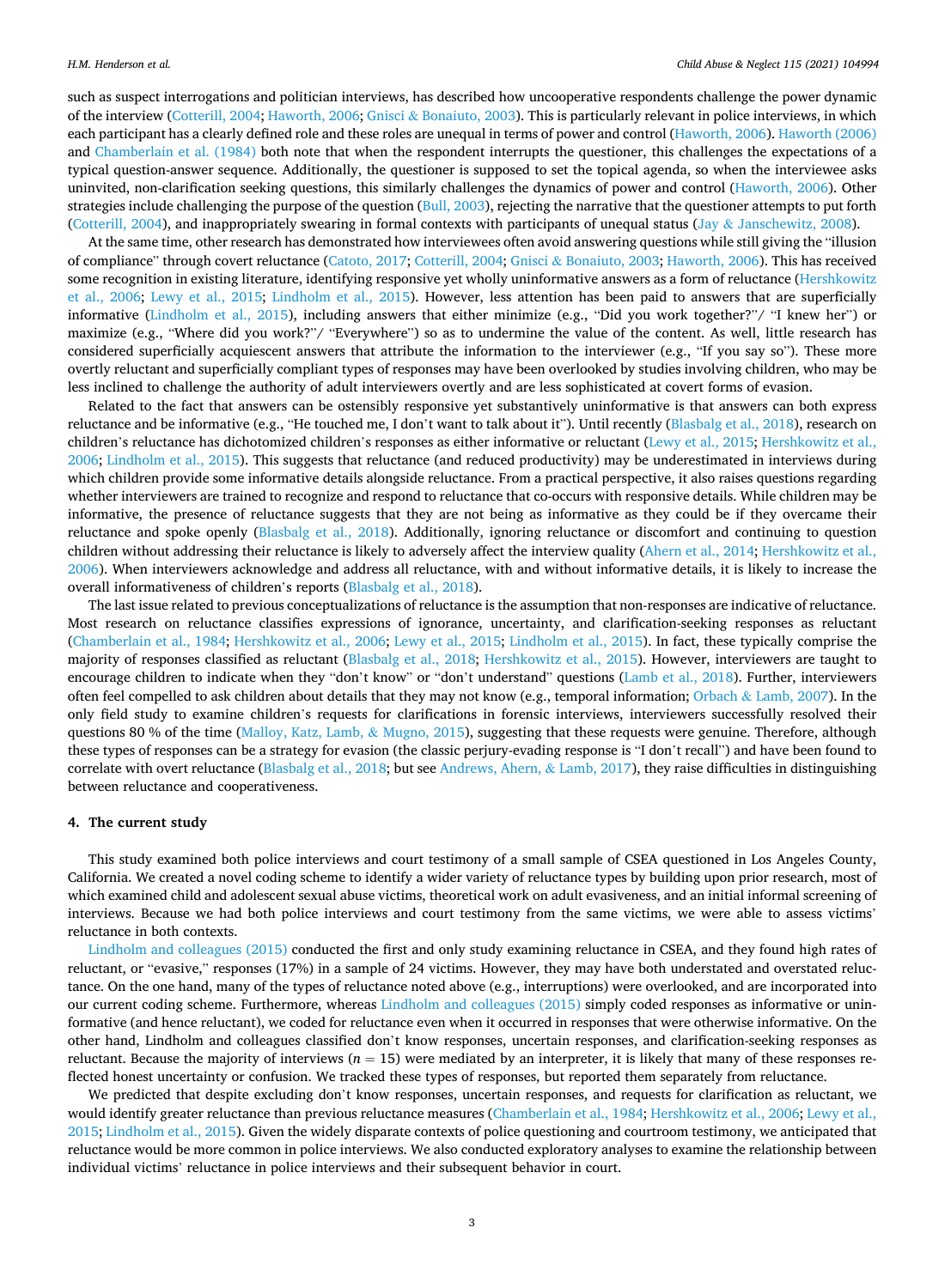such as suspect interrogations and politician interviews, has described how uncooperative respondents challenge the power dynamic of the interview (Cotterill, 2004; Haworth, 2006; Gnisci & Bonaiuto, 2003). This is particularly relevant in police interviews, in which each participant has a clearly defined role and these roles are unequal in terms of power and control (Haworth, 2006). Haworth (2006) and Chamberlain et al. (1984) both note that when the respondent interrupts the questioner, this challenges the expectations of a typical question-answer sequence. Additionally, the questioner is supposed to set the topical agenda, so when the interviewee asks uninvited, non-clarification seeking questions, this similarly challenges the dynamics of power and control (Haworth, 2006). Other strategies include challenging the purpose of the question (Bull, 2003), rejecting the narrative that the questioner attempts to put forth (Cotterill, 2004), and inappropriately swearing in formal contexts with participants of unequal status (Jay & Janschewitz, 2008).

At the same time, other research has demonstrated how interviewees often avoid answering questions while still giving the "illusion of compliance" through covert reluctance (Catoto, 2017; Cotterill, 2004; Gnisci & Bonaiuto, 2003; Haworth, 2006). This has received some recognition in existing literature, identifying responsive yet wholly uninformative answers as a form of reluctance (Hershkowitz et al., 2006; Lewy et al., 2015; Lindholm et al., 2015). However, less attention has been paid to answers that are superficially informative (Lindholm et al., 2015), including answers that either minimize (e.g., "Did you work together?"/ "I knew her") or maximize (e.g., "Where did you work?"/ "Everywhere") so as to undermine the value of the content. As well, little research has considered superficially acquiescent answers that attribute the information to the interviewer (e.g., "If you say so"). These more overtly reluctant and superficially compliant types of responses may have been overlooked by studies involving children, who may be less inclined to challenge the authority of adult interviewers overtly and are less sophisticated at covert forms of evasion.

Related to the fact that answers can be ostensibly responsive yet substantively uninformative is that answers can both express reluctance and be informative (e.g., "He touched me, I don't want to talk about it"). Until recently (Blasbalg et al., 2018), research on children's reluctance has dichotomized children's responses as either informative or reluctant (Lewy et al., 2015; Hershkowitz et al., 2006; Lindholm et al., 2015). This suggests that reluctance (and reduced productivity) may be underestimated in interviews during which children provide some informative details alongside reluctance. From a practical perspective, it also raises questions regarding whether interviewers are trained to recognize and respond to reluctance that co-occurs with responsive details. While children may be informative, the presence of reluctance suggests that they are not being as informative as they could be if they overcame their reluctance and spoke openly (Blasbalg et al., 2018). Additionally, ignoring reluctance or discomfort and continuing to question children without addressing their reluctance is likely to adversely affect the interview quality (Ahern et al., 2014; Hershkowitz et al., 2006). When interviewers acknowledge and address all reluctance, with and without informative details, it is likely to increase the overall informativeness of children's reports (Blasbalg et al., 2018).

The last issue related to previous conceptualizations of reluctance is the assumption that non-responses are indicative of reluctance. Most research on reluctance classifies expressions of ignorance, uncertainty, and clarification-seeking responses as reluctant (Chamberlain et al., 1984; Hershkowitz et al., 2006; Lewy et al., 2015; Lindholm et al., 2015). In fact, these typically comprise the majority of responses classified as reluctant (Blasbalg et al., 2018; Hershkowitz et al., 2015). However, interviewers are taught to encourage children to indicate when they "don't know" or "don't understand" questions (Lamb et al., 2018). Further, interviewers often feel compelled to ask children about details that they may not know (e.g., temporal information; Orbach & Lamb, 2007). In the only field study to examine children's requests for clarifications in forensic interviews, interviewers successfully resolved their questions 80 % of the time (Malloy, Katz, Lamb, & Mugno, 2015), suggesting that these requests were genuine. Therefore, although these types of responses can be a strategy for evasion (the classic perjury-evading response is "I don't recall") and have been found to correlate with overt reluctance (Blasbalg et al., 2018; but see Andrews, Ahern, & Lamb, 2017), they raise difficulties in distinguishing between reluctance and cooperativeness.

## 4. The current study

This study examined both police interviews and court testimony of a small sample of CSEA questioned in Los Angeles County, California. We created a novel coding scheme to identify a wider variety of reluctance types by building upon prior research, most of which examined child and adolescent sexual abuse victims, theoretical work on adult evasiveness, and an initial informal screening of interviews. Because we had both police interviews and court testimony from the same victims, we were able to assess victims' reluctance in both contexts.

Lindholm and colleagues (2015) conducted the first and only study examining reluctance in CSEA, and they found high rates of reluctant, or "evasive," responses (17%) in a sample of 24 victims. However, they may have both understated and overstated reluctance. On the one hand, many of the types of reluctance noted above (e.g., interruptions) were overlooked, and are incorporated into our current coding scheme. Furthermore, whereas Lindholm and colleagues (2015) simply coded responses as informative or uninformative (and hence reluctant), we coded for reluctance even when it occurred in responses that were otherwise informative. On the other hand, Lindholm and colleagues classified don't know responses, uncertain responses, and clarification-seeking responses as reluctant. Because the majority of interviews ($n = 15$) were mediated by an interpreter, it is likely that many of these responses reflected honest uncertainty or confusion. We tracked these types of responses, but reported them separately from reluctance.

We predicted that despite excluding don't know responses, uncertain responses, and requests for clarification as reluctant, we would identify greater reluctance than previous reluctance measures (Chamberlain et al., 1984; Hershkowitz et al., 2006; Lewy et al., 2015; Lindholm et al., 2015). Given the widely disparate contexts of police questioning and courtroom testimony, we anticipated that reluctance would be more common in police interviews. We also conducted exploratory analyses to examine the relationship between individual victims' reluctance in police interviews and their subsequent behavior in court.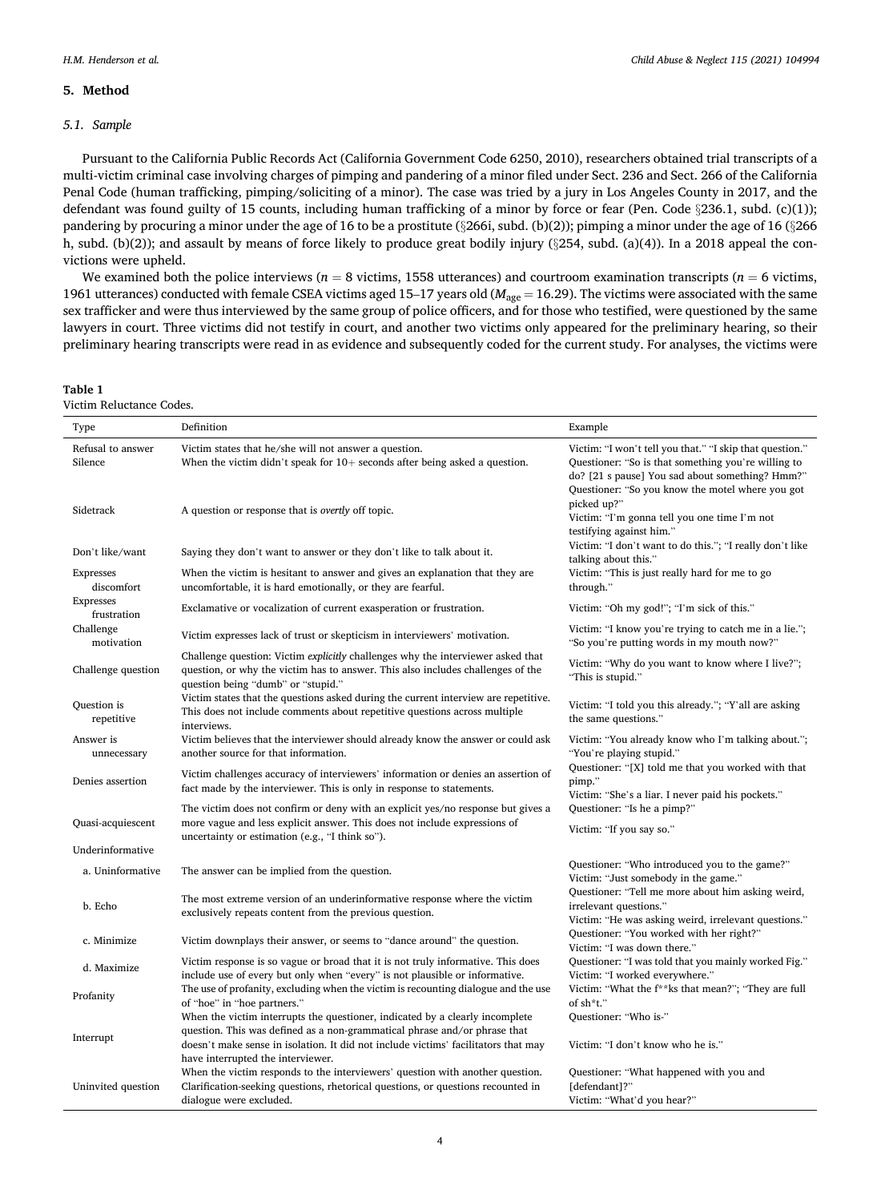## 5. Method

### 5.1. Sample

Pursuant to the California Public Records Act (California Government Code 6250, 2010), researchers obtained trial transcripts of a multi-victim criminal case involving charges of pimping and pandering of a minor filed under Sect. 236 and Sect. 266 of the California Penal Code (human trafficking, pimping/soliciting of a minor). The case was tried by a jury in Los Angeles County in 2017, and the defendant was found guilty of 15 counts, including human trafficking of a minor by force or fear (Pen. Code §236.1, subd. (c)(1)); pandering by procuring a minor under the age of 16 to be a prostitute (§266i, subd. (b)(2)); pimping a minor under the age of 16 (§266 h, subd. (b)(2)); and assault by means of force likely to produce great bodily injury (§254, subd. (a)(4)). In a 2018 appeal the convictions were upheld.

We examined both the police interviews ($n = 8$ victims, 1558 utterances) and courtroom examination transcripts ($n = 6$ victims, 1961 utterances) conducted with female CSEA victims aged 15–17 years old ($M_{age} = 16.29$). The victims were associated with the same sex trafficker and were thus interviewed by the same group of police officers, and for those who testified, were questioned by the same lawyers in court. Three victims did not testify in court, and another two victims only appeared for the preliminary hearing, so their preliminary hearing transcripts were read in as evidence and subsequently coded for the current study. For analyses, the victims were

**Table 1**
Victim Reluctance Codes.

| Type | Definition | Example |
|---|---|---|
| Refusal to answer | Victim states that he/she will not answer a question. | Victim: "I won't tell you that." "I skip that question." |
| Silence | When the victim didn't speak for 10+ seconds after being asked a question. | Questioner: "So is that something you're willing to do? [21 s pause] You sad about something? Hmm?" |
| Sidetrack | A question or response that is *overtly* off topic. | Questioner: "So you know the motel where you got picked up?"<br>Victim: "I'm gonna tell you one time I'm not testifying against him." |
| Don't like/want | Saying they don't want to answer or they don't like to talk about it. | Victim: "I don't want to do this."; "I really don't like talking about this." |
| Expresses discomfort | When the victim is hesitant to answer and gives an explanation that they are uncomfortable, it is hard emotionally, or they are fearful. | Victim: "This is just really hard for me to go through." |
| Expresses frustration | Exclamative or vocalization of current exasperation or frustration. | Victim: "Oh my god!"; "I'm sick of this." |
| Challenge motivation | Victim expresses lack of trust or skepticism in interviewers' motivation. | Victim: "I know you're trying to catch me in a lie."; "So you're putting words in my mouth now?" |
| Challenge question | Challenge question: Victim *explicitly* challenges why the interviewer asked that question, or why the victim has to answer. This also includes challenges of the question being "dumb" or "stupid." | Victim: "Why do you want to know where I live?"; "This is stupid." |
| Question is repetitive | Victim states that the questions asked during the current interview are repetitive. This does not include comments about repetitive questions across multiple interviews. | Victim: "I told you this already."; "Y'all are asking the same questions." |
| Answer is unnecessary | Victim believes that the interviewer should already know the answer or could ask another source for that information. | Victim: "You already know who I'm talking about."; "You're playing stupid." |
| Denies assertion | Victim challenges accuracy of interviewers' information or denies an assertion of fact made by the interviewer. This is only in response to statements. | Questioner: "[X] told me that you worked with that pimp."<br>Victim: "She's a liar. I never paid his pockets." |
| Quasi-acquiescent | The victim does not confirm or deny with an explicit yes/no response but gives a more vague and less explicit answer. This does not include expressions of uncertainty or estimation (e.g., "I think so"). | Questioner: "Is he a pimp?"<br>Victim: "If you say so." |
| Underinformative | | |
| a. Uninformative | The answer can be implied from the question. | Questioner: "Who introduced you to the game?"<br>Victim: "Just somebody in the game." |
| b. Echo | The most extreme version of an underinformative response where the victim exclusively repeats content from the previous question. | Questioner: "Tell me more about him asking weird, irrelevant questions."<br>Victim: "He was asking weird, irrelevant questions." |
| c. Minimize | Victim downplays their answer, or seems to "dance around" the question. | Questioner: "You worked with her right?"<br>Victim: "I was down there." |
| d. Maximize | Victim response is so vague or broad that it is not truly informative. This does include use of every but only when "every" is not plausible or informative. | Questioner: "I was told that you mainly worked Fig."<br>Victim: "I worked everywhere." |
| Profanity | The use of profanity, excluding when the victim is recounting dialogue and the use of "hoe" in "hoe partners." | Victim: "What the f**ks that mean?"; "They are full of sh*t." |
| Interrupt | When the victim interrupts the questioner, indicated by a clearly incomplete question. This was defined as a non-grammatical phrase and/or phrase that doesn't make sense in isolation. It did not include victims' facilitators that may have interrupted the interviewer. | Questioner: "Who is-"<br>Victim: "I don't know who he is." |
| Uninvited question | When the victim responds to the interviewers' question with another question. Clarification-seeking questions, rhetorical questions, or questions recounted in dialogue were excluded. | Questioner: "What happened with you and [defendant]?"<br>Victim: "What'd you hear?" |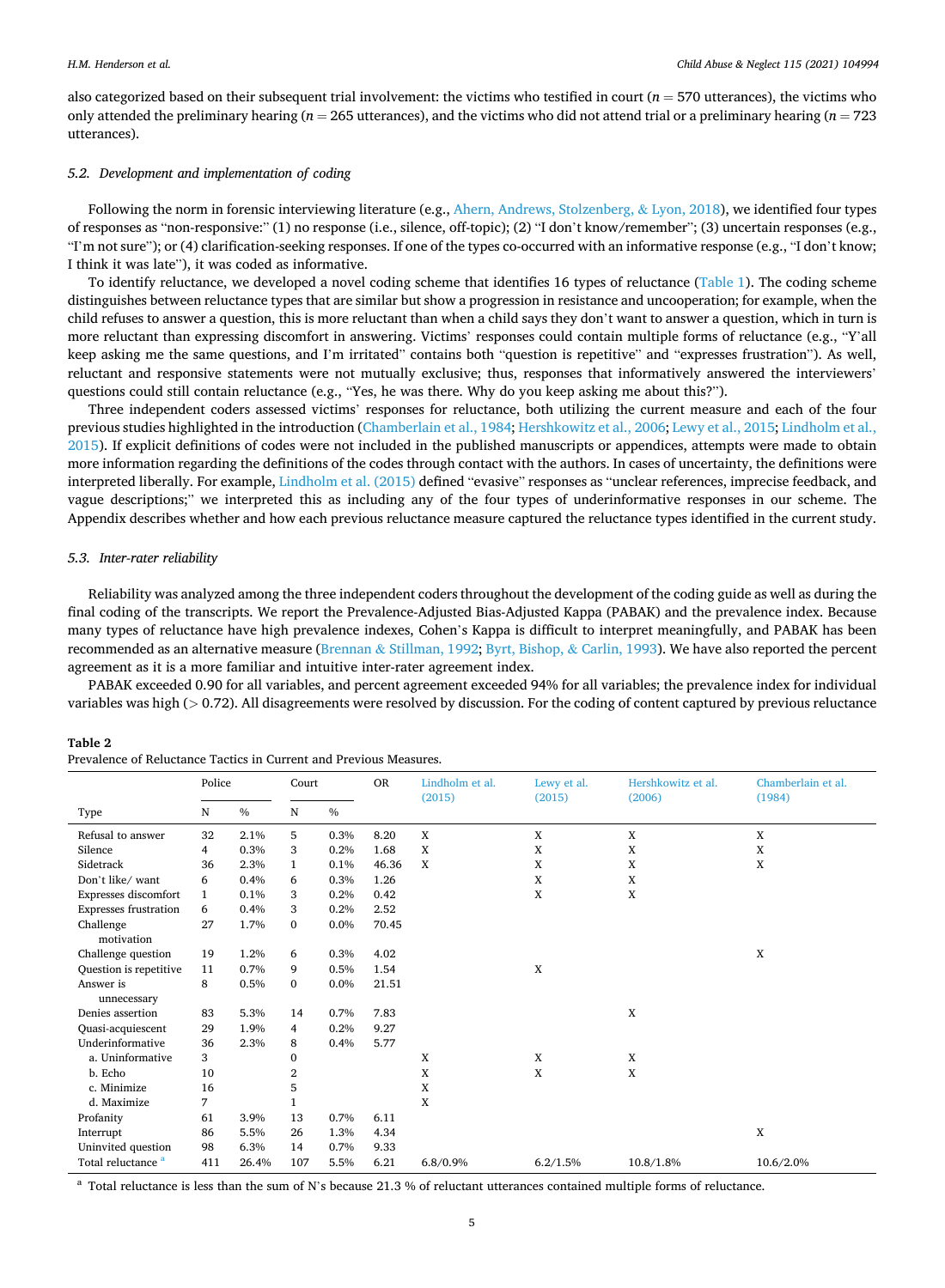also categorized based on their subsequent trial involvement: the victims who testified in court ($n = 570$ utterances), the victims who only attended the preliminary hearing ($n = 265$ utterances), and the victims who did not attend trial or a preliminary hearing ($n = 723$ utterances).

### 5.2. Development and implementation of coding

Following the norm in forensic interviewing literature (e.g., Ahern, Andrews, Stolzenberg, & Lyon, 2018), we identified four types of responses as "non-responsive:" (1) no response (i.e., silence, off-topic); (2) "I don't know/remember"; (3) uncertain responses (e.g., "I'm not sure"); or (4) clarification-seeking responses. If one of the types co-occurred with an informative response (e.g., "I don't know; I think it was late"), it was coded as informative.

To identify reluctance, we developed a novel coding scheme that identifies 16 types of reluctance (Table 1). The coding scheme distinguishes between reluctance types that are similar but show a progression in resistance and uncooperation; for example, when the child refuses to answer a question, this is more reluctant than when a child says they don't want to answer a question, which in turn is more reluctant than expressing discomfort in answering. Victims' responses could contain multiple forms of reluctance (e.g., "Y'all keep asking me the same questions, and I'm irritated" contains both "question is repetitive" and "expresses frustration"). As well, reluctant and responsive statements were not mutually exclusive; thus, responses that informatively answered the interviewers' questions could still contain reluctance (e.g., "Yes, he was there. Why do you keep asking me about this?").

Three independent coders assessed victims' responses for reluctance, both utilizing the current measure and each of the four previous studies highlighted in the introduction (Chamberlain et al., 1984; Hershkowitz et al., 2006; Lewy et al., 2015; Lindholm et al., 2015). If explicit definitions of codes were not included in the published manuscripts or appendices, attempts were made to obtain more information regarding the definitions of the codes through contact with the authors. In cases of uncertainty, the definitions were interpreted liberally. For example, Lindholm et al. (2015) defined "evasive" responses as "unclear references, imprecise feedback, and vague descriptions;" we interpreted this as including any of the four types of underinformative responses in our scheme. The Appendix describes whether and how each previous reluctance measure captured the reluctance types identified in the current study.

### 5.3. Inter-rater reliability

Reliability was analyzed among the three independent coders throughout the development of the coding guide as well as during the final coding of the transcripts. We report the Prevalence-Adjusted Bias-Adjusted Kappa (PABAK) and the prevalence index. Because many types of reluctance have high prevalence indexes, Cohen's Kappa is difficult to interpret meaningfully, and PABAK has been recommended as an alternative measure (Brennan & Stillman, 1992; Byrt, Bishop, & Carlin, 1993). We have also reported the percent agreement as it is a more familiar and intuitive inter-rater agreement index.

PABAK exceeded 0.90 for all variables, and percent agreement exceeded 94% for all variables; the prevalence index for individual variables was high (> 0.72). All disagreements were resolved by discussion. For the coding of content captured by previous reluctance

**Table 2**
Prevalence of Reluctance Tactics in Current and Previous Measures.

| Type | Police | | Court | | OR | Lindholm et al. (2015) | Lewy et al. (2015) | Hershkowitz et al. (2006) | Chamberlain et al. (1984) |
|---|---|---|---|---|---|---|---|---|---|
| | N | % | N | % | | | | | |
| Refusal to answer | 32 | 2.1% | 5 | 0.3% | 8.20 | X | X | X | X |
| Silence | 4 | 0.3% | 3 | 0.2% | 1.68 | X | X | X | X |
| Sidetrack | 36 | 2.3% | 1 | 0.1% | 46.36 | X | X | X | X |
| Don't like/ want | 6 | 0.4% | 6 | 0.3% | 1.26 | | X | X | |
| Expresses discomfort | 1 | 0.1% | 3 | 0.2% | 0.42 | | X | X | |
| Expresses frustration | 6 | 0.4% | 3 | 0.2% | 2.52 | | | | |
| Challenge motivation | 27 | 1.7% | 0 | 0.0% | 70.45 | | | | |
| Challenge question | 19 | 1.2% | 6 | 0.3% | 4.02 | | | | X |
| Question is repetitive | 11 | 0.7% | 9 | 0.5% | 1.54 | | X | | |
| Answer is unnecessary | 8 | 0.5% | 0 | 0.0% | 21.51 | | | | |
| Denies assertion | 83 | 5.3% | 14 | 0.7% | 7.83 | | | X | |
| Quasi-acquiescent | 29 | 1.9% | 4 | 0.2% | 9.27 | | | | |
| Underinformative | 36 | 2.3% | 8 | 0.4% | 5.77 | | | | |
| a. Uninformative | 3 | | 0 | | | X | X | X | |
| b. Echo | 10 | | 2 | | | X | X | X | |
| c. Minimize | 16 | | 5 | | | X | | | |
| d. Maximize | 7 | | 1 | | | X | | | |
| Profanity | 61 | 3.9% | 13 | 0.7% | 6.11 | | | | |
| Interrupt | 86 | 5.5% | 26 | 1.3% | 4.34 | | | | X |
| Uninvited question | 98 | 6.3% | 14 | 0.7% | 9.33 | | | | |
| Total reluctance [a] | 411 | 26.4% | 107 | 5.5% | 6.21 | 6.8/0.9% | 6.2/1.5% | 10.8/1.8% | 10.6/2.0% |

[a] Total reluctance is less than the sum of N's because 21.3 % of reluctant utterances contained multiple forms of reluctance.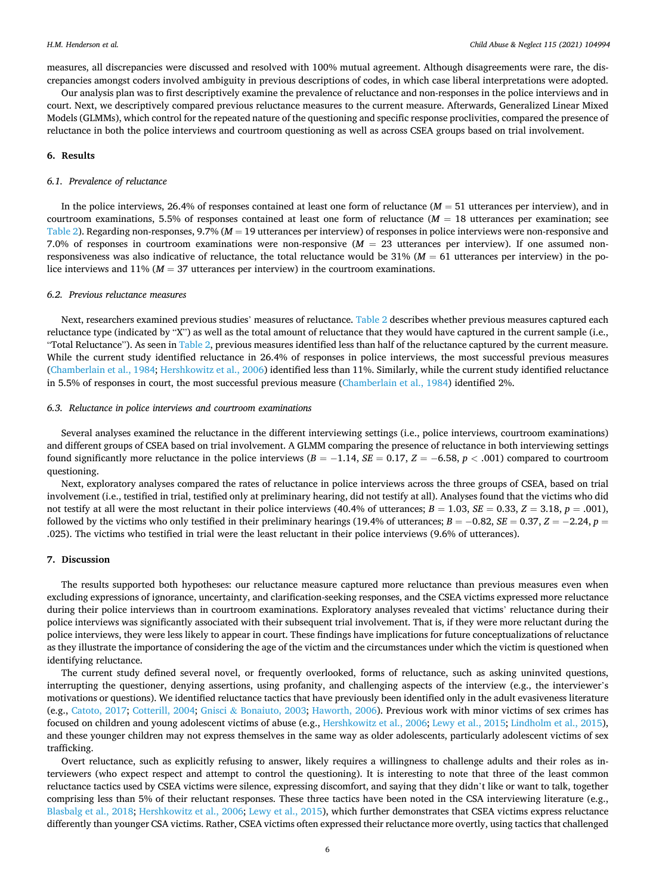measures, all discrepancies were discussed and resolved with 100% mutual agreement. Although disagreements were rare, the discrepancies amongst coders involved ambiguity in previous descriptions of codes, in which case liberal interpretations were adopted.

Our analysis plan was to first descriptively examine the prevalence of reluctance and non-responses in the police interviews and in court. Next, we descriptively compared previous reluctance measures to the current measure. Afterwards, Generalized Linear Mixed Models (GLMMs), which control for the repeated nature of the questioning and specific response proclivities, compared the presence of reluctance in both the police interviews and courtroom questioning as well as across CSEA groups based on trial involvement.

## 6. Results

### 6.1. Prevalence of reluctance

In the police interviews, 26.4% of responses contained at least one form of reluctance ($M = 51$ utterances per interview), and in courtroom examinations, 5.5% of responses contained at least one form of reluctance ($M = 18$ utterances per examination; see Table 2). Regarding non-responses, 9.7% ($M = 19$ utterances per interview) of responses in police interviews were non-responsive and 7.0% of responses in courtroom examinations were non-responsive ($M = 23$ utterances per interview). If one assumed non-responsiveness was also indicative of reluctance, the total reluctance would be 31% ($M = 61$ utterances per interview) in the police interviews and 11% ($M = 37$ utterances per interview) in the courtroom examinations.

### 6.2. Previous reluctance measures

Next, researchers examined previous studies' measures of reluctance. Table 2 describes whether previous measures captured each reluctance type (indicated by "X") as well as the total amount of reluctance that they would have captured in the current sample (i.e., "Total Reluctance"). As seen in Table 2, previous measures identified less than half of the reluctance captured by the current measure. While the current study identified reluctance in 26.4% of responses in police interviews, the most successful previous measures (Chamberlain et al., 1984; Hershkowitz et al., 2006) identified less than 11%. Similarly, while the current study identified reluctance in 5.5% of responses in court, the most successful previous measure (Chamberlain et al., 1984) identified 2%.

### 6.3. Reluctance in police interviews and courtroom examinations

Several analyses examined the reluctance in the different interviewing settings (i.e., police interviews, courtroom examinations) and different groups of CSEA based on trial involvement. A GLMM comparing the presence of reluctance in both interviewing settings found significantly more reluctance in the police interviews ($B = -1.14$, $SE = 0.17$, $Z = -6.58$, $p < .001$) compared to courtroom questioning.

Next, exploratory analyses compared the rates of reluctance in police interviews across the three groups of CSEA, based on trial involvement (i.e., testified in trial, testified only at preliminary hearing, did not testify at all). Analyses found that the victims who did not testify at all were the most reluctant in their police interviews (40.4% of utterances; $B = 1.03$, $SE = 0.33$, $Z = 3.18$, $p = .001$), followed by the victims who only testified in their preliminary hearings (19.4% of utterances; $B = -0.82$, $SE = 0.37$, $Z = -2.24$, $p = .025$). The victims who testified in trial were the least reluctant in their police interviews (9.6% of utterances).

## 7. Discussion

The results supported both hypotheses: our reluctance measure captured more reluctance than previous measures even when excluding expressions of ignorance, uncertainty, and clarification-seeking responses, and the CSEA victims expressed more reluctance during their police interviews than in courtroom examinations. Exploratory analyses revealed that victims' reluctance during their police interviews was significantly associated with their subsequent trial involvement. That is, if they were more reluctant during the police interviews, they were less likely to appear in court. These findings have implications for future conceptualizations of reluctance as they illustrate the importance of considering the age of the victim and the circumstances under which the victim is questioned when identifying reluctance.

The current study defined several novel, or frequently overlooked, forms of reluctance, such as asking uninvited questions, interrupting the questioner, denying assertions, using profanity, and challenging aspects of the interview (e.g., the interviewer's motivations or questions). We identified reluctance tactics that have previously been identified only in the adult evasiveness literature (e.g., Catoto, 2017; Cotterill, 2004; Gnisci & Bonaiuto, 2003; Haworth, 2006). Previous work with minor victims of sex crimes has focused on children and young adolescent victims of abuse (e.g., Hershkowitz et al., 2006; Lewy et al., 2015; Lindholm et al., 2015), and these younger children may not express themselves in the same way as older adolescents, particularly adolescent victims of sex trafficking.

Overt reluctance, such as explicitly refusing to answer, likely requires a willingness to challenge adults and their roles as interviewers (who expect respect and attempt to control the questioning). It is interesting to note that three of the least common reluctance tactics used by CSEA victims were silence, expressing discomfort, and saying that they didn't like or want to talk, together comprising less than 5% of their reluctant responses. These three tactics have been noted in the CSA interviewing literature (e.g., Blasbalg et al., 2018; Hershkowitz et al., 2006; Lewy et al., 2015), which further demonstrates that CSEA victims express reluctance differently than younger CSA victims. Rather, CSEA victims often expressed their reluctance more overtly, using tactics that challenged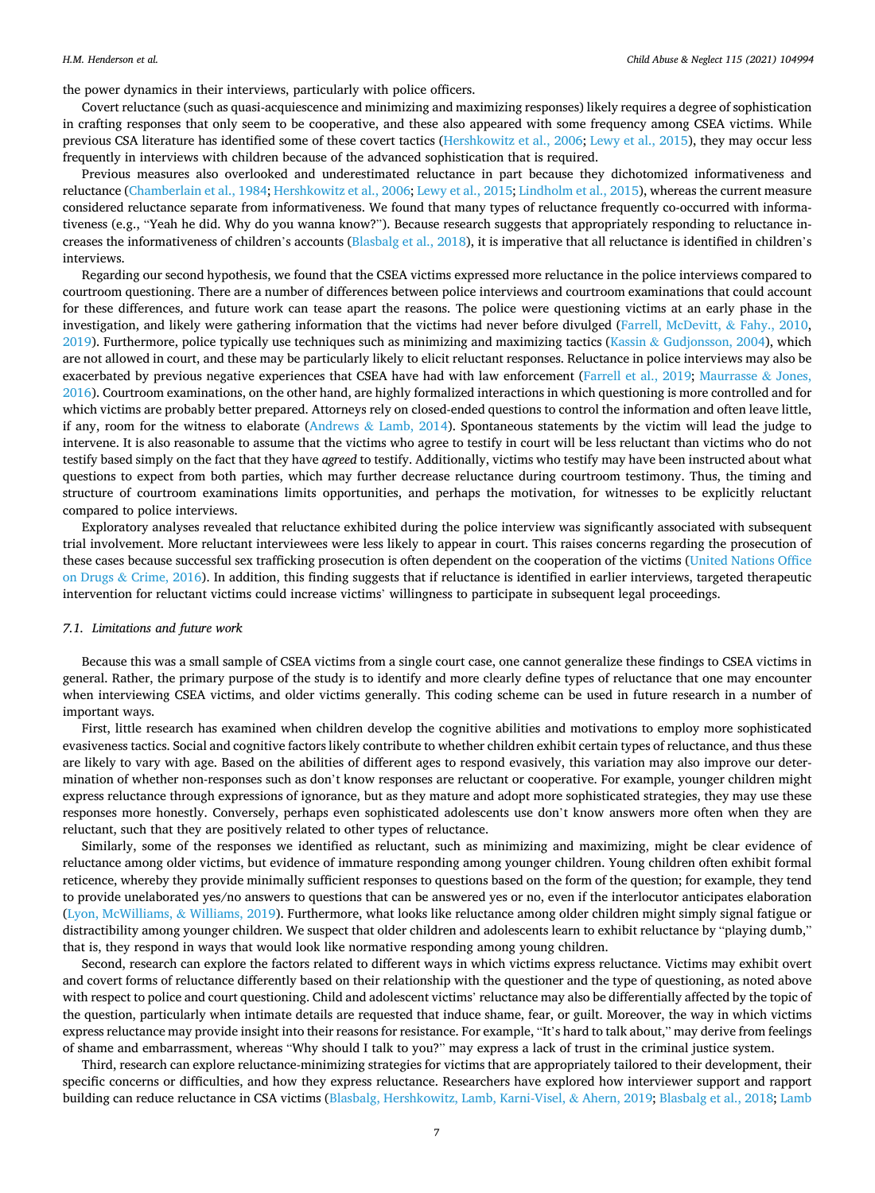the power dynamics in their interviews, particularly with police officers.

Covert reluctance (such as quasi-acquiescence and minimizing and maximizing responses) likely requires a degree of sophistication in crafting responses that only seem to be cooperative, and these also appeared with some frequency among CSEA victims. While previous CSA literature has identified some of these covert tactics (Hershkowitz et al., 2006; Lewy et al., 2015), they may occur less frequently in interviews with children because of the advanced sophistication that is required.

Previous measures also overlooked and underestimated reluctance in part because they dichotomized informativeness and reluctance (Chamberlain et al., 1984; Hershkowitz et al., 2006; Lewy et al., 2015; Lindholm et al., 2015), whereas the current measure considered reluctance separate from informativeness. We found that many types of reluctance frequently co-occurred with informativeness (e.g., "Yeah he did. Why do you wanna know?"). Because research suggests that appropriately responding to reluctance increases the informativeness of children's accounts (Blasbalg et al., 2018), it is imperative that all reluctance is identified in children's interviews.

Regarding our second hypothesis, we found that the CSEA victims expressed more reluctance in the police interviews compared to courtroom questioning. There are a number of differences between police interviews and courtroom examinations that could account for these differences, and future work can tease apart the reasons. The police were questioning victims at an early phase in the investigation, and likely were gathering information that the victims had never before divulged (Farrell, McDevitt, & Fahy., 2010, 2019). Furthermore, police typically use techniques such as minimizing and maximizing tactics (Kassin & Gudjonsson, 2004), which are not allowed in court, and these may be particularly likely to elicit reluctant responses. Reluctance in police interviews may also be exacerbated by previous negative experiences that CSEA have had with law enforcement (Farrell et al., 2019; Maurrasse & Jones, 2016). Courtroom examinations, on the other hand, are highly formalized interactions in which questioning is more controlled and for which victims are probably better prepared. Attorneys rely on closed-ended questions to control the information and often leave little, if any, room for the witness to elaborate (Andrews & Lamb, 2014). Spontaneous statements by the victim will lead the judge to intervene. It is also reasonable to assume that the victims who agree to testify in court will be less reluctant than victims who do not testify based simply on the fact that they have *agreed* to testify. Additionally, victims who testify may have been instructed about what questions to expect from both parties, which may further decrease reluctance during courtroom testimony. Thus, the timing and structure of courtroom examinations limits opportunities, and perhaps the motivation, for witnesses to be explicitly reluctant compared to police interviews.

Exploratory analyses revealed that reluctance exhibited during the police interview was significantly associated with subsequent trial involvement. More reluctant interviewees were less likely to appear in court. This raises concerns regarding the prosecution of these cases because successful sex trafficking prosecution is often dependent on the cooperation of the victims (United Nations Office on Drugs & Crime, 2016). In addition, this finding suggests that if reluctance is identified in earlier interviews, targeted therapeutic intervention for reluctant victims could increase victims' willingness to participate in subsequent legal proceedings.

### 7.1. Limitations and future work

Because this was a small sample of CSEA victims from a single court case, one cannot generalize these findings to CSEA victims in general. Rather, the primary purpose of the study is to identify and more clearly define types of reluctance that one may encounter when interviewing CSEA victims, and older victims generally. This coding scheme can be used in future research in a number of important ways.

First, little research has examined when children develop the cognitive abilities and motivations to employ more sophisticated evasiveness tactics. Social and cognitive factors likely contribute to whether children exhibit certain types of reluctance, and thus these are likely to vary with age. Based on the abilities of different ages to respond evasively, this variation may also improve our determination of whether non-responses such as don't know responses are reluctant or cooperative. For example, younger children might express reluctance through expressions of ignorance, but as they mature and adopt more sophisticated strategies, they may use these responses more honestly. Conversely, perhaps even sophisticated adolescents use don't know answers more often when they are reluctant, such that they are positively related to other types of reluctance.

Similarly, some of the responses we identified as reluctant, such as minimizing and maximizing, might be clear evidence of reluctance among older victims, but evidence of immature responding among younger children. Young children often exhibit formal reticence, whereby they provide minimally sufficient responses to questions based on the form of the question; for example, they tend to provide unelaborated yes/no answers to questions that can be answered yes or no, even if the interlocutor anticipates elaboration (Lyon, McWilliams, & Williams, 2019). Furthermore, what looks like reluctance among older children might simply signal fatigue or distractibility among younger children. We suspect that older children and adolescents learn to exhibit reluctance by "playing dumb," that is, they respond in ways that would look like normative responding among young children.

Second, research can explore the factors related to different ways in which victims express reluctance. Victims may exhibit overt and covert forms of reluctance differently based on their relationship with the questioner and the type of questioning, as noted above with respect to police and court questioning. Child and adolescent victims' reluctance may also be differentially affected by the topic of the question, particularly when intimate details are requested that induce shame, fear, or guilt. Moreover, the way in which victims express reluctance may provide insight into their reasons for resistance. For example, "It's hard to talk about," may derive from feelings of shame and embarrassment, whereas "Why should I talk to you?" may express a lack of trust in the criminal justice system.

Third, research can explore reluctance-minimizing strategies for victims that are appropriately tailored to their development, their specific concerns or difficulties, and how they express reluctance. Researchers have explored how interviewer support and rapport building can reduce reluctance in CSA victims (Blasbalg, Hershkowitz, Lamb, Karni-Visel, & Ahern, 2019; Blasbalg et al., 2018; Lamb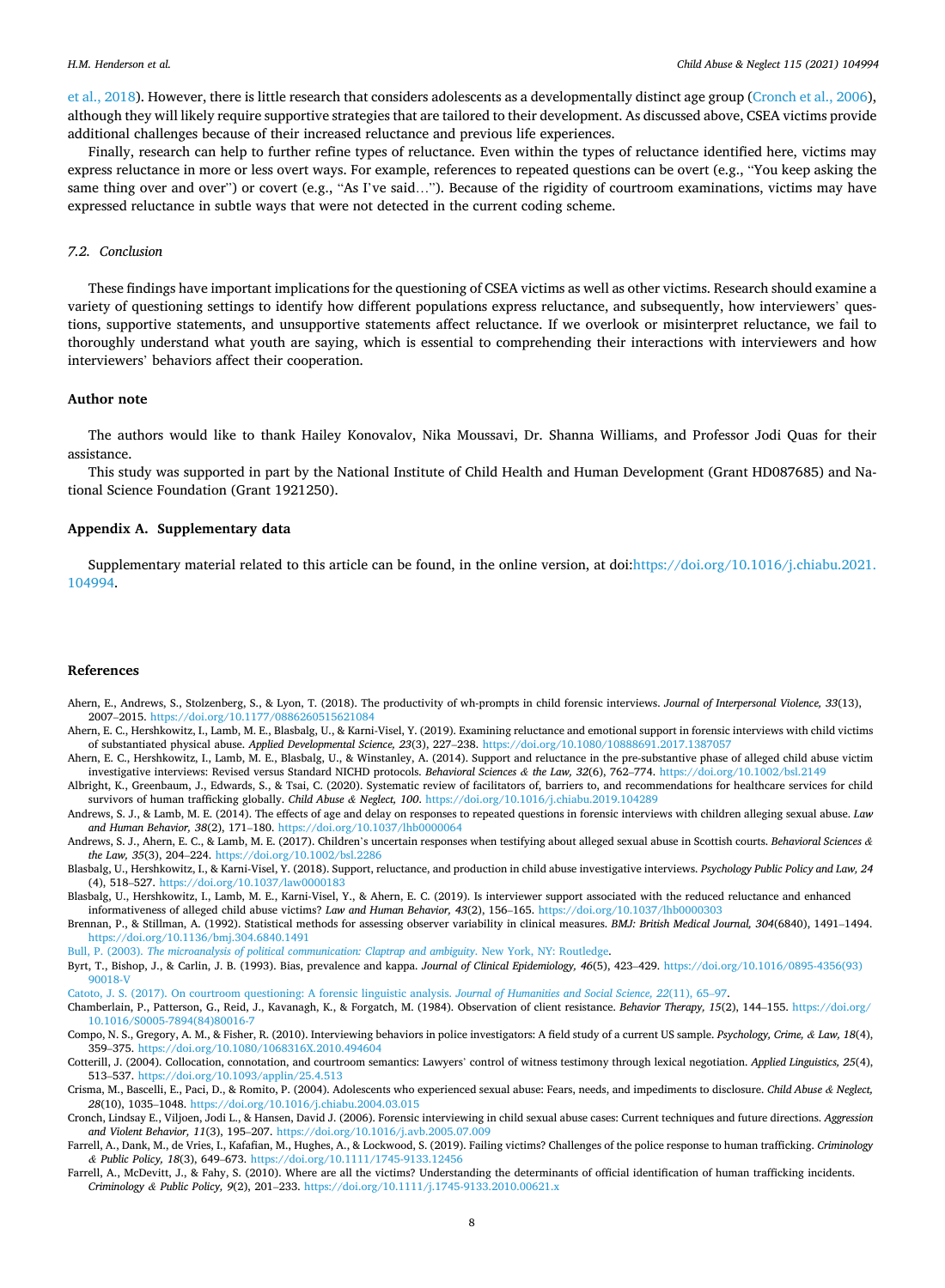et al., 2018). However, there is little research that considers adolescents as a developmentally distinct age group (Cronch et al., 2006), although they will likely require supportive strategies that are tailored to their development. As discussed above, CSEA victims provide additional challenges because of their increased reluctance and previous life experiences.

Finally, research can help to further refine types of reluctance. Even within the types of reluctance identified here, victims may express reluctance in more or less overt ways. For example, references to repeated questions can be overt (e.g., "You keep asking the same thing over and over") or covert (e.g., "As I've said…"). Because of the rigidity of courtroom examinations, victims may have expressed reluctance in subtle ways that were not detected in the current coding scheme.

### 7.2. Conclusion

These findings have important implications for the questioning of CSEA victims as well as other victims. Research should examine a variety of questioning settings to identify how different populations express reluctance, and subsequently, how interviewers' questions, supportive statements, and unsupportive statements affect reluctance. If we overlook or misinterpret reluctance, we fail to thoroughly understand what youth are saying, which is essential to comprehending their interactions with interviewers and how interviewers' behaviors affect their cooperation.

## Author note

The authors would like to thank Hailey Konovalov, Nika Moussavi, Dr. Shanna Williams, and Professor Jodi Quas for their assistance.

This study was supported in part by the National Institute of Child Health and Human Development (Grant HD087685) and National Science Foundation (Grant 1921250).

## Appendix A. Supplementary data

Supplementary material related to this article can be found, in the online version, at doi:https://doi.org/10.1016/j.chiabu.2021.104994.

## References

Ahern, E., Andrews, S., Stolzenberg, S., & Lyon, T. (2018). The productivity of wh-prompts in child forensic interviews. *Journal of Interpersonal Violence, 33*(13), 2007–2015. https://doi.org/10.1177/0886260515621084

Ahern, E. C., Hershkowitz, I., Lamb, M. E., Blasbalg, U., & Karni-Visel, Y. (2019). Examining reluctance and emotional support in forensic interviews with child victims of substantiated physical abuse. *Applied Developmental Science, 23*(3), 227–238. https://doi.org/10.1080/10888691.2017.1387057

Ahern, E. C., Hershkowitz, I., Lamb, M. E., Blasbalg, U., & Winstanley, A. (2014). Support and reluctance in the pre-substantive phase of alleged child abuse victim investigative interviews: Revised versus Standard NICHD protocols. *Behavioral Sciences & the Law, 32*(6), 762–774. https://doi.org/10.1002/bsl.2149

Albright, K., Greenbaum, J., Edwards, S., & Tsai, C. (2020). Systematic review of facilitators of, barriers to, and recommendations for healthcare services for child survivors of human trafficking globally. *Child Abuse & Neglect, 100*. https://doi.org/10.1016/j.chiabu.2019.104289

Andrews, S. J., & Lamb, M. E. (2014). The effects of age and delay on responses to repeated questions in forensic interviews with children alleging sexual abuse. *Law and Human Behavior, 38*(2), 171–180. https://doi.org/10.1037/lhb0000064

Andrews, S. J., Ahern, E. C., & Lamb, M. E. (2017). Children's uncertain responses when testifying about alleged sexual abuse in Scottish courts. *Behavioral Sciences & the Law, 35*(3), 204–224. https://doi.org/10.1002/bsl.2286

Blasbalg, U., Hershkowitz, I., & Karni-Visel, Y. (2018). Support, reluctance, and production in child abuse investigative interviews. *Psychology Public Policy and Law, 24*(4), 518–527. https://doi.org/10.1037/law0000183

Blasbalg, U., Hershkowitz, I., Lamb, M. E., Karni-Visel, Y., & Ahern, E. C. (2019). Is interviewer support associated with the reduced reluctance and enhanced informativeness of alleged child abuse victims? *Law and Human Behavior, 43*(2), 156–165. https://doi.org/10.1037/lhb0000303

Brennan, P., & Stillman, A. (1992). Statistical methods for assessing observer variability in clinical measures. *BMJ: British Medical Journal, 304*(6840), 1491–1494. https://doi.org/10.1136/bmj.304.6840.1491

Bull, P. (2003). *The microanalysis of political communication: Claptrap and ambiguity*. New York, NY: Routledge.

Byrt, T., Bishop, J., & Carlin, J. B. (1993). Bias, prevalence and kappa. *Journal of Clinical Epidemiology, 46*(5), 423–429. https://doi.org/10.1016/0895-4356(93)90018-V

Catoto, J. S. (2017). On courtroom questioning: A forensic linguistic analysis. *Journal of Humanities and Social Science, 22*(11), 65–97.

Chamberlain, P., Patterson, G., Reid, J., Kavanagh, K., & Forgatch, M. (1984). Observation of client resistance. *Behavior Therapy, 15*(2), 144–155. https://doi.org/10.1016/S0005-7894(84)80016-7

Compo, N. S., Gregory, A. M., & Fisher, R. (2010). Interviewing behaviors in police investigators: A field study of a current US sample. *Psychology, Crime, & Law, 18*(4), 359–375. https://doi.org/10.1080/1068316X.2010.494604

Cotterill, J. (2004). Collocation, connotation, and courtroom semantics: Lawyers' control of witness testimony through lexical negotiation. *Applied Linguistics, 25*(4), 513–537. https://doi.org/10.1093/applin/25.4.513

Crisma, M., Bascelli, E., Paci, D., & Romito, P. (2004). Adolescents who experienced sexual abuse: Fears, needs, and impediments to disclosure. *Child Abuse & Neglect, 28*(10), 1035–1048. https://doi.org/10.1016/j.chiabu.2004.03.015

Cronch, Lindsay E., Viljoen, Jodi L., & Hansen, David J. (2006). Forensic interviewing in child sexual abuse cases: Current techniques and future directions. *Aggression and Violent Behavior, 11*(3), 195–207. https://doi.org/10.1016/j.avb.2005.07.009

Farrell, A., Dank, M., de Vries, I., Kafafian, M., Hughes, A., & Lockwood, S. (2019). Failing victims? Challenges of the police response to human trafficking. *Criminology & Public Policy, 18*(3), 649–673. https://doi.org/10.1111/1745-9133.12456

Farrell, A., McDevitt, J., & Fahy, S. (2010). Where are all the victims? Understanding the determinants of official identification of human trafficking incidents. *Criminology & Public Policy, 9*(2), 201–233. https://doi.org/10.1111/j.1745-9133.2010.00621.x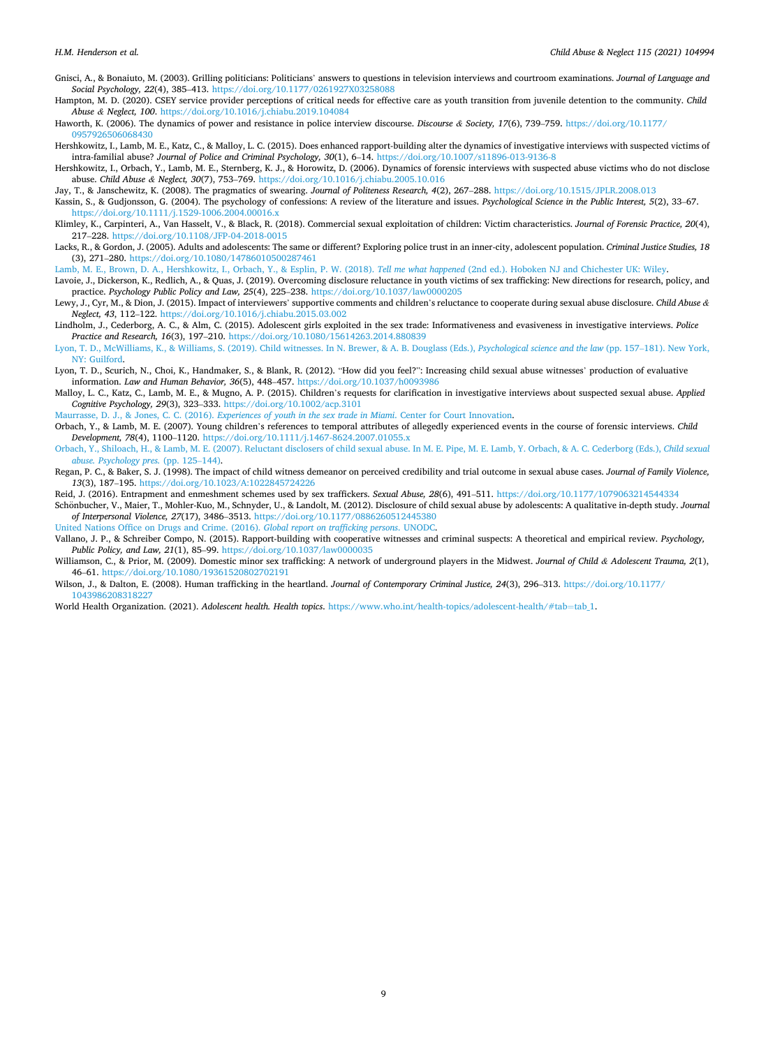Gnisci, A., & Bonaiuto, M. (2003). Grilling politicians: Politicians' answers to questions in television interviews and courtroom examinations. *Journal of Language and Social Psychology, 22*(4), 385–413. https://doi.org/10.1177/0261927X03258088

Hampton, M. D. (2020). CSEY service provider perceptions of critical needs for effective care as youth transition from juvenile detention to the community. *Child Abuse & Neglect, 100*. https://doi.org/10.1016/j.chiabu.2019.104084

Haworth, K. (2006). The dynamics of power and resistance in police interview discourse. *Discourse & Society, 17*(6), 739–759. https://doi.org/10.1177/0957926506068430

Hershkowitz, I., Lamb, M. E., Katz, C., & Malloy, L. C. (2015). Does enhanced rapport-building alter the dynamics of investigative interviews with suspected victims of intra-familial abuse? *Journal of Police and Criminal Psychology, 30*(1), 6–14. https://doi.org/10.1007/s11896-013-9136-8

Hershkowitz, I., Orbach, Y., Lamb, M. E., Sternberg, K. J., & Horowitz, D. (2006). Dynamics of forensic interviews with suspected abuse victims who do not disclose abuse. *Child Abuse & Neglect, 30*(7), 753–769. https://doi.org/10.1016/j.chiabu.2005.10.016

Jay, T., & Janschewitz, K. (2008). The pragmatics of swearing. *Journal of Politeness Research, 4*(2), 267–288. https://doi.org/10.1515/JPLR.2008.013

Kassin, S., & Gudjonsson, G. (2004). The psychology of confessions: A review of the literature and issues. *Psychological Science in the Public Interest, 5*(2), 33–67. https://doi.org/10.1111/j.1529-1006.2004.00016.x

Klimley, K., Carpinteri, A., Van Hasselt, V., & Black, R. (2018). Commercial sexual exploitation of children: Victim characteristics. *Journal of Forensic Practice, 20*(4), 217–228. https://doi.org/10.1108/JFP-04-2018-0015

Lacks, R., & Gordon, J. (2005). Adults and adolescents: The same or different? Exploring police trust in an inner-city, adolescent population. *Criminal Justice Studies, 18* (3), 271–280. https://doi.org/10.1080/14786010500287461

Lamb, M. E., Brown, D. A., Hershkowitz, I., Orbach, Y., & Esplin, P. W. (2018). *Tell me what happened* (2nd ed.). Hoboken NJ and Chichester UK: Wiley.

Lavoie, J., Dickerson, K., Redlich, A., & Quas, J. (2019). Overcoming disclosure reluctance in youth victims of sex trafficking: New directions for research, policy, and practice. *Psychology Public Policy and Law, 25*(4), 225–238. https://doi.org/10.1037/law0000205

Lewy, J., Cyr, M., & Dion, J. (2015). Impact of interviewers' supportive comments and children's reluctance to cooperate during sexual abuse disclosure. *Child Abuse & Neglect, 43*, 112–122. https://doi.org/10.1016/j.chiabu.2015.03.002

Lindholm, J., Cederborg, A. C., & Alm, C. (2015). Adolescent girls exploited in the sex trade: Informativeness and evasiveness in investigative interviews. *Police Practice and Research, 16*(3), 197–210. https://doi.org/10.1080/15614263.2014.880839

Lyon, T. D., McWilliams, K., & Williams, S. (2019). Child witnesses. In N. Brewer, & A. B. Douglass (Eds.), *Psychological science and the law* (pp. 157–181). New York, NY: Guilford.

Lyon, T. D., Scurich, N., Choi, K., Handmaker, S., & Blank, R. (2012). "How did you feel?": Increasing child sexual abuse witnesses' production of evaluative information. *Law and Human Behavior, 36*(5), 448–457. https://doi.org/10.1037/h0093986

Malloy, L. C., Katz, C., Lamb, M. E., & Mugno, A. P. (2015). Children's requests for clarification in investigative interviews about suspected sexual abuse. *Applied Cognitive Psychology, 29*(3), 323–333. https://doi.org/10.1002/acp.3101

Maurrasse, D. J., & Jones, C. C. (2016). *Experiences of youth in the sex trade in Miami*. Center for Court Innovation.

Orbach, Y., & Lamb, M. E. (2007). Young children's references to temporal attributes of allegedly experienced events in the course of forensic interviews. *Child Development, 78*(4), 1100–1120. https://doi.org/10.1111/j.1467-8624.2007.01055.x

Orbach, Y., Shiloach, H., & Lamb, M. E. (2007). Reluctant disclosers of child sexual abuse. In M. E. Pipe, M. E. Lamb, Y. Orbach, & A. C. Cederborg (Eds.), *Child sexual abuse. Psychology pres.* (pp. 125–144).

Regan, P. C., & Baker, S. J. (1998). The impact of child witness demeanor on perceived credibility and trial outcome in sexual abuse cases. *Journal of Family Violence, 13*(3), 187–195. https://doi.org/10.1023/A:1022845724226

Reid, J. (2016). Entrapment and enmeshment schemes used by sex traffickers. *Sexual Abuse, 28*(6), 491–511. https://doi.org/10.1177/1079063214544334

Schönbucher, V., Maier, T., Mohler-Kuo, M., Schnyder, U., & Landolt, M. (2012). Disclosure of child sexual abuse by adolescents: A qualitative in-depth study. *Journal of Interpersonal Violence, 27*(17), 3486–3513. https://doi.org/10.1177/0886260512445380

United Nations Office on Drugs and Crime. (2016). *Global report on trafficking persons*. UNODC.

Vallano, J. P., & Schreiber Compo, N. (2015). Rapport-building with cooperative witnesses and criminal suspects: A theoretical and empirical review. *Psychology, Public Policy, and Law, 21*(1), 85–99. https://doi.org/10.1037/law0000035

Williamson, C., & Prior, M. (2009). Domestic minor sex trafficking: A network of underground players in the Midwest. *Journal of Child & Adolescent Trauma, 2*(1), 46–61. https://doi.org/10.1080/19361520802702191

Wilson, J., & Dalton, E. (2008). Human trafficking in the heartland. *Journal of Contemporary Criminal Justice, 24*(3), 296–313. https://doi.org/10.1177/1043986208318227

World Health Organization. (2021). *Adolescent health. Health topics*. https://www.who.int/health-topics/adolescent-health/#tab=tab_1.